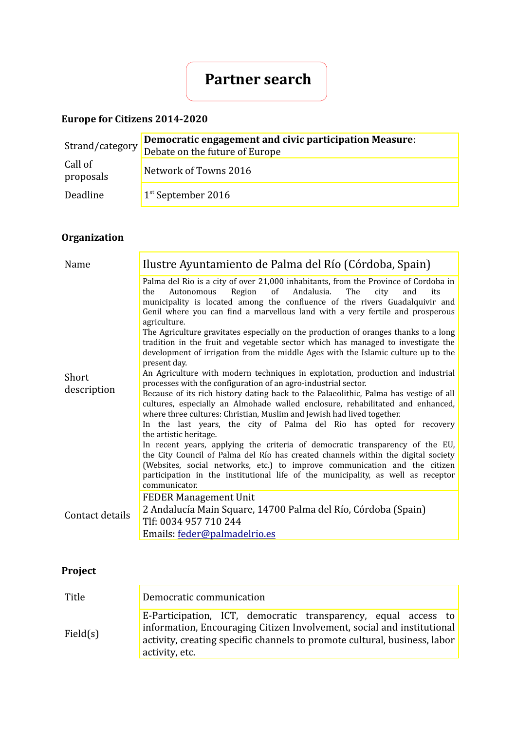# Partner search

**Europe for Citizens 2014-2020**

| | |
|---|---|
| Strand/category | **Democratic engagement and civic participation Measure**: Debate on the future of Europe |
| Call of proposals | Network of Towns 2016 |
| Deadline | 1st September 2016 |

**Organization**

| | |
|---|---|
| Name | Ilustre Ayuntamiento de Palma del Río (Córdoba, Spain) |
| Short description | Palma del Rio is a city of over 21,000 inhabitants, from the Province of Cordoba in the Autonomous Region of Andalusia. The city and its municipality is located among the confluence of the rivers Guadalquivir and Genil where you can find a marvellous land with a very fertile and prosperous agriculture.<br>The Agriculture gravitates especially on the production of oranges thanks to a long tradition in the fruit and vegetable sector which has managed to investigate the development of irrigation from the middle Ages with the Islamic culture up to the present day.<br>An Agriculture with modern techniques in explotation, production and industrial processes with the configuration of an agro-industrial sector.<br>Because of its rich history dating back to the Palaeolithic, Palma has vestige of all cultures, especially an Almohade walled enclosure, rehabilitated and enhanced, where three cultures: Christian, Muslim and Jewish had lived together.<br>In the last years, the city of Palma del Rio has opted for recovery the artistic heritage.<br>In recent years, applying the criteria of democratic transparency of the EU, the City Council of Palma del Río has created channels within the digital society (Websites, social networks, etc.) to improve communication and the citizen participation in the institutional life of the municipality, as well as receptor communicator. |
| Contact details | FEDER Management Unit<br>2 Andalucía Main Square, 14700 Palma del Río, Córdoba (Spain)<br>Tlf: 0034 957 710 244<br>Emails: feder@palmadelrio.es |

**Project**

| | |
|---|---|
| Title | Democratic communication |
| Field(s) | E-Participation, ICT, democratic transparency, equal access to information, Encouraging Citizen Involvement, social and institutional activity, creating specific channels to promote cultural, business, labor activity, etc. |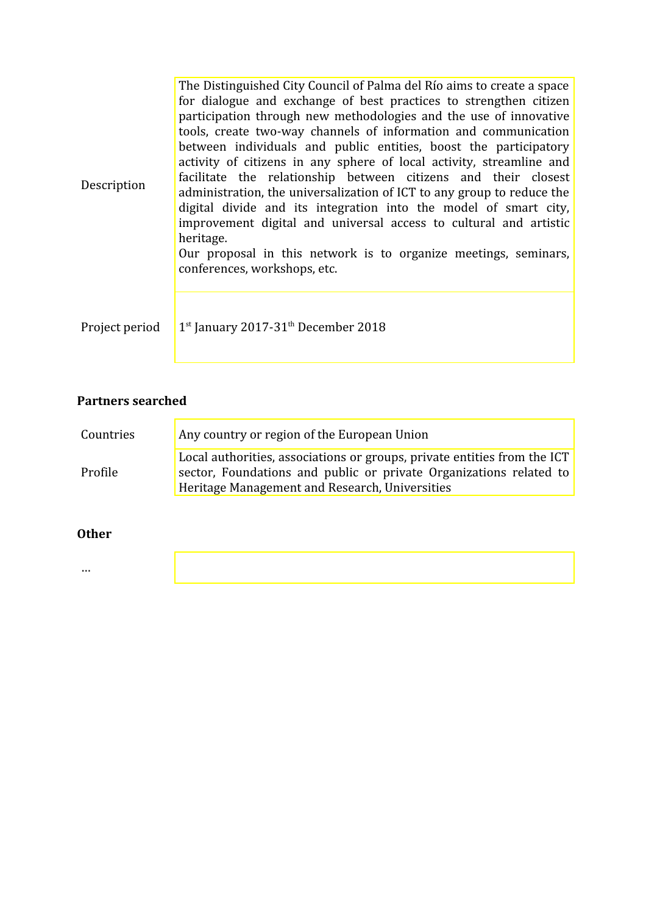| | |
|---|---|
| Description | The Distinguished City Council of Palma del Río aims to create a space for dialogue and exchange of best practices to strengthen citizen participation through new methodologies and the use of innovative tools, create two-way channels of information and communication between individuals and public entities, boost the participatory activity of citizens in any sphere of local activity, streamline and facilitate the relationship between citizens and their closest administration, the universalization of ICT to any group to reduce the digital divide and its integration into the model of smart city, improvement digital and universal access to cultural and artistic heritage.<br>Our proposal in this network is to organize meetings, seminars, conferences, workshops, etc. |
| Project period | 1st January 2017-31th December 2018 |

**Partners searched**

| | |
|---|---|
| Countries | Any country or region of the European Union |
| Profile | Local authorities, associations or groups, private entities from the ICT sector, Foundations and public or private Organizations related to Heritage Management and Research, Universities |

**Other**

| | |
|---|---|
| … | |